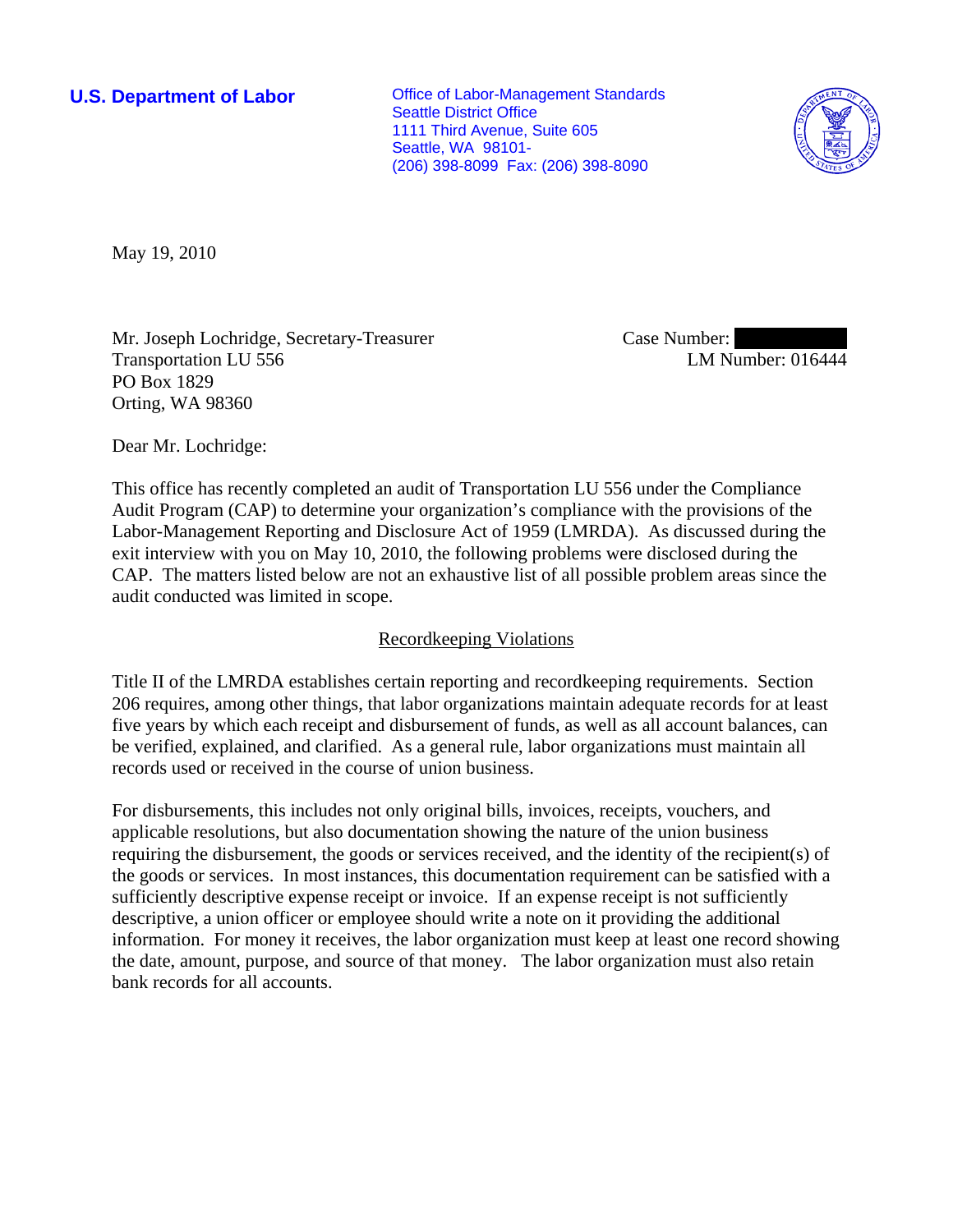**U.S. Department of Labor**

Office of Labor-Management Standards
Seattle District Office
1111 Third Avenue, Suite 605
Seattle, WA 98101-
(206) 398-8099 Fax: (206) 398-8090

May 19, 2010

Mr. Joseph Lochridge, Secretary-Treasurer
Transportation LU 556
PO Box 1829
Orting, WA 98360

Case Number: 
LM Number: 016444

Dear Mr. Lochridge:

This office has recently completed an audit of Transportation LU 556 under the Compliance Audit Program (CAP) to determine your organization's compliance with the provisions of the Labor-Management Reporting and Disclosure Act of 1959 (LMRDA). As discussed during the exit interview with you on May 10, 2010, the following problems were disclosed during the CAP. The matters listed below are not an exhaustive list of all possible problem areas since the audit conducted was limited in scope.

## Recordkeeping Violations

Title II of the LMRDA establishes certain reporting and recordkeeping requirements. Section 206 requires, among other things, that labor organizations maintain adequate records for at least five years by which each receipt and disbursement of funds, as well as all account balances, can be verified, explained, and clarified. As a general rule, labor organizations must maintain all records used or received in the course of union business.

For disbursements, this includes not only original bills, invoices, receipts, vouchers, and applicable resolutions, but also documentation showing the nature of the union business requiring the disbursement, the goods or services received, and the identity of the recipient(s) of the goods or services. In most instances, this documentation requirement can be satisfied with a sufficiently descriptive expense receipt or invoice. If an expense receipt is not sufficiently descriptive, a union officer or employee should write a note on it providing the additional information. For money it receives, the labor organization must keep at least one record showing the date, amount, purpose, and source of that money. The labor organization must also retain bank records for all accounts.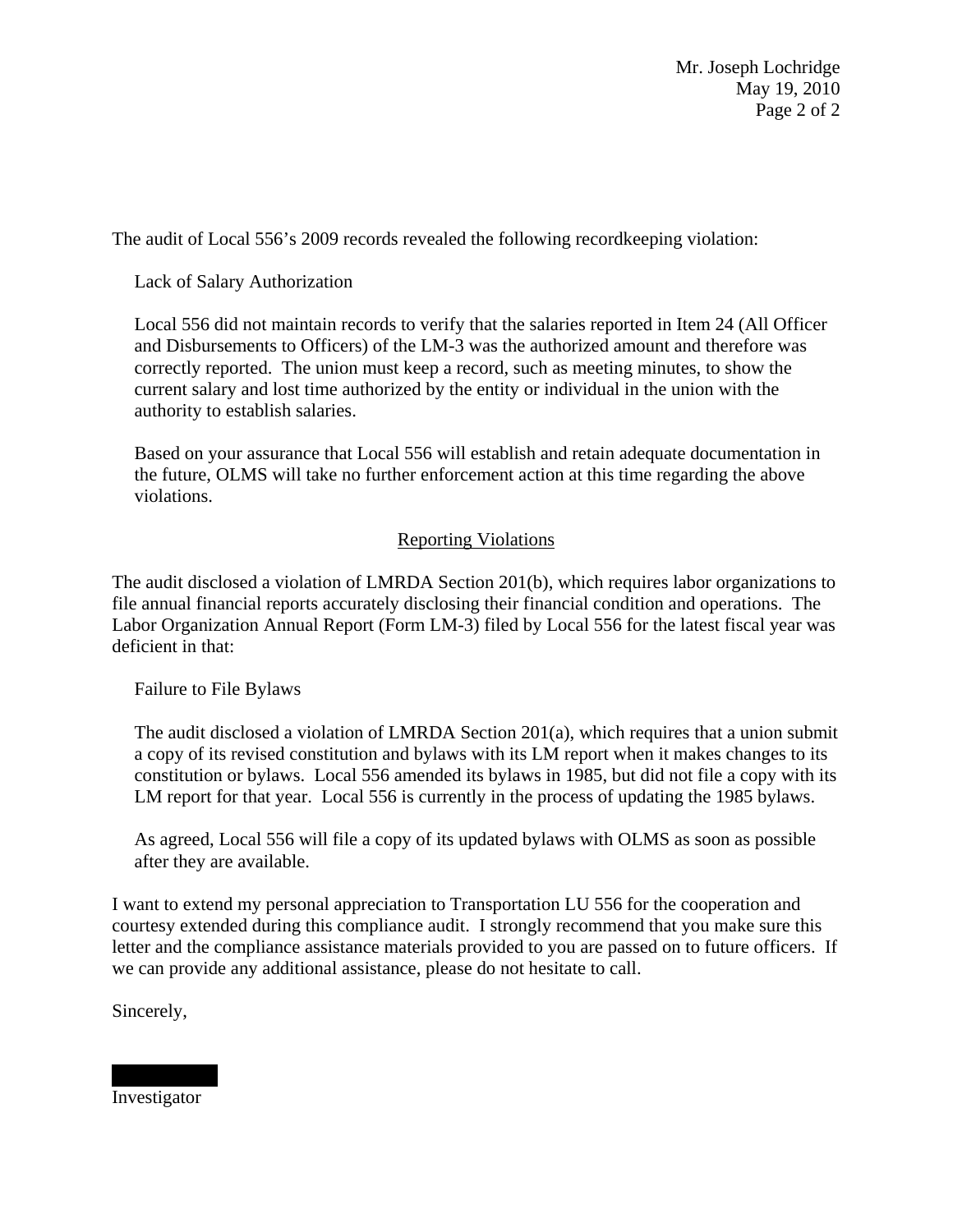The audit of Local 556's 2009 records revealed the following recordkeeping violation:

Lack of Salary Authorization

Local 556 did not maintain records to verify that the salaries reported in Item 24 (All Officer and Disbursements to Officers) of the LM-3 was the authorized amount and therefore was correctly reported. The union must keep a record, such as meeting minutes, to show the current salary and lost time authorized by the entity or individual in the union with the authority to establish salaries.

Based on your assurance that Local 556 will establish and retain adequate documentation in the future, OLMS will take no further enforcement action at this time regarding the above violations.

## Reporting Violations

The audit disclosed a violation of LMRDA Section 201(b), which requires labor organizations to file annual financial reports accurately disclosing their financial condition and operations. The Labor Organization Annual Report (Form LM-3) filed by Local 556 for the latest fiscal year was deficient in that:

Failure to File Bylaws

The audit disclosed a violation of LMRDA Section 201(a), which requires that a union submit a copy of its revised constitution and bylaws with its LM report when it makes changes to its constitution or bylaws. Local 556 amended its bylaws in 1985, but did not file a copy with its LM report for that year. Local 556 is currently in the process of updating the 1985 bylaws.

As agreed, Local 556 will file a copy of its updated bylaws with OLMS as soon as possible after they are available.

I want to extend my personal appreciation to Transportation LU 556 for the cooperation and courtesy extended during this compliance audit. I strongly recommend that you make sure this letter and the compliance assistance materials provided to you are passed on to future officers. If we can provide any additional assistance, please do not hesitate to call.

Sincerely,

Investigator